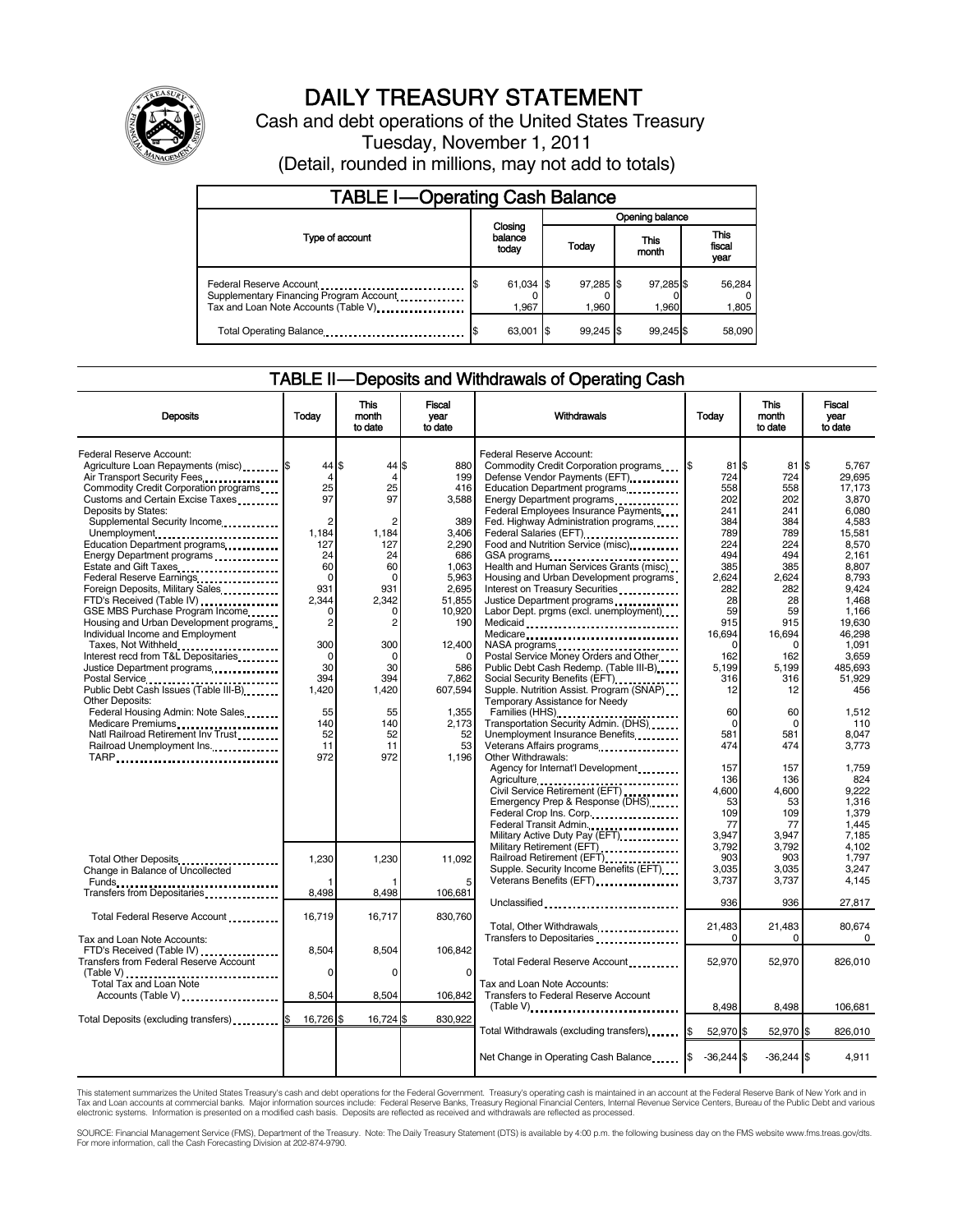# DAILY TREASURY STATEMENT

Cash and debt operations of the United States Treasury

Tuesday, November 1, 2011

(Detail, rounded in millions, may not add to totals)

## TABLE I—Operating Cash Balance

| Type of account | Closing balance today | Opening balance Today | Opening balance This month | Opening balance This fiscal year |
|---|---|---|---|---|
| Federal Reserve Account | $ 61,034 | $ 97,285 | $ 97,285 | $ 56,284 |
| Supplementary Financing Program Account | 0 | 0 | 0 | 0 |
| Tax and Loan Note Accounts (Table V) | 1,967 | 1,960 | 1,960 | 1,805 |
| Total Operating Balance | $ 63,001 | $ 99,245 | $ 99,245 | $ 58,090 |

## TABLE II—Deposits and Withdrawals of Operating Cash

| Deposits | Today | This month to date | Fiscal year to date |
|---|---|---|---|
| Federal Reserve Account: | | | |
| Agriculture Loan Repayments (misc) | $ 44 | $ 44 | $ 880 |
| Air Transport Security Fees | 4 | 4 | 199 |
| Commodity Credit Corporation programs | 25 | 25 | 416 |
| Customs and Certain Excise Taxes | 97 | 97 | 3,588 |
| Deposits by States: | | | |
| Supplemental Security Income | 2 | 2 | 389 |
| Unemployment | 1,184 | 1,184 | 3,406 |
| Education Department programs | 127 | 127 | 2,290 |
| Energy Department programs | 24 | 24 | 686 |
| Estate and Gift Taxes | 60 | 60 | 1,063 |
| Federal Reserve Earnings | 0 | 0 | 5,963 |
| Foreign Deposits, Military Sales | 931 | 931 | 2,695 |
| FTD's Received (Table IV) | 2,344 | 2,342 | 51,855 |
| GSE MBS Purchase Program Income | 0 | 0 | 10,920 |
| Housing and Urban Development programs | 2 | 2 | 190 |
| Individual Income and Employment Taxes, Not Withheld | 300 | 300 | 12,400 |
| Interest recd from T&L Depositaries | 0 | 0 | 0 |
| Justice Department programs | 30 | 30 | 586 |
| Postal Service | 394 | 394 | 7,862 |
| Public Debt Cash Issues (Table III-B) | 1,420 | 1,420 | 607,594 |
| Other Deposits: | | | |
| Federal Housing Admin: Note Sales | 55 | 55 | 1,355 |
| Medicare Premiums | 140 | 140 | 2,173 |
| Natl Railroad Retirement Inv Trust | 52 | 52 | 52 |
| Railroad Unemployment Ins. | 11 | 11 | 53 |
| TARP | 972 | 972 | 1,196 |
| Total Other Deposits | 1,230 | 1,230 | 11,092 |
| Change in Balance of Uncollected Funds | 1 | 1 | 5 |
| Transfers from Depositaries | 8,498 | 8,498 | 106,681 |
| Total Federal Reserve Account | 16,719 | 16,717 | 830,760 |
| Tax and Loan Note Accounts: | | | |
| FTD's Received (Table IV) | 8,504 | 8,504 | 106,842 |
| Transfers from Federal Reserve Account (Table V) | 0 | 0 | 0 |
| Total Tax and Loan Note Accounts (Table V) | 8,504 | 8,504 | 106,842 |
| Total Deposits (excluding transfers) | $ 16,726 | $ 16,724 | $ 830,922 |

| Withdrawals | Today | This month to date | Fiscal year to date |
|---|---|---|---|
| Federal Reserve Account: | | | |
| Commodity Credit Corporation programs | $ 81 | $ 81 | $ 5,767 |
| Defense Vendor Payments (EFT) | 724 | 724 | 29,695 |
| Education Department programs | 558 | 558 | 17,173 |
| Energy Department programs | 202 | 202 | 3,870 |
| Federal Employees Insurance Payments | 241 | 241 | 6,080 |
| Fed. Highway Administration programs | 384 | 384 | 4,583 |
| Federal Salaries (EFT) | 789 | 789 | 15,581 |
| Food and Nutrition Service (misc) | 224 | 224 | 8,570 |
| GSA programs | 494 | 494 | 2,161 |
| Health and Human Services Grants (misc) | 385 | 385 | 8,807 |
| Housing and Urban Development programs | 2,624 | 2,624 | 8,793 |
| Interest on Treasury Securities | 282 | 282 | 9,424 |
| Justice Department programs | 28 | 28 | 1,468 |
| Labor Dept. prgms (excl. unemployment) | 59 | 59 | 1,166 |
| Medicaid | 915 | 915 | 19,630 |
| Medicare | 16,694 | 16,694 | 46,298 |
| NASA programs | 0 | 0 | 1,091 |
| Postal Service Money Orders and Other | 162 | 162 | 3,659 |
| Public Debt Cash Redemp. (Table III-B) | 5,199 | 5,199 | 485,693 |
| Social Security Benefits (EFT) | 316 | 316 | 51,929 |
| Supple. Nutrition Assist. Program (SNAP) | 12 | 12 | 456 |
| Temporary Assistance for Needy Families (HHS) | 60 | 60 | 1,512 |
| Transportation Security Admin. (DHS) | 0 | 0 | 110 |
| Unemployment Insurance Benefits | 581 | 581 | 8,047 |
| Veterans Affairs programs | 474 | 474 | 3,773 |
| Other Withdrawals: | | | |
| Agency for Internat'l Development | 157 | 157 | 1,759 |
| Agriculture | 136 | 136 | 824 |
| Civil Service Retirement (EFT) | 4,600 | 4,600 | 9,222 |
| Emergency Prep & Response (DHS) | 53 | 53 | 1,316 |
| Federal Crop Ins. Corp. | 109 | 109 | 1,379 |
| Federal Transit Admin. | 77 | 77 | 1,445 |
| Military Active Duty Pay (EFT) | 3,947 | 3,947 | 7,185 |
| Military Retirement (EFT) | 3,792 | 3,792 | 4,102 |
| Railroad Retirement (EFT) | 903 | 903 | 1,797 |
| Supple. Security Income Benefits (EFT) | 3,035 | 3,035 | 3,247 |
| Veterans Benefits (EFT) | 3,737 | 3,737 | 4,145 |
| Unclassified | 936 | 936 | 27,817 |
| Total, Other Withdrawals | 21,483 | 21,483 | 80,674 |
| Transfers to Depositaries | 0 | 0 | 0 |
| Total Federal Reserve Account | 52,970 | 52,970 | 826,010 |
| Tax and Loan Note Accounts: | | | |
| Transfers to Federal Reserve Account (Table V) | 8,498 | 8,498 | 106,681 |
| Total Withdrawals (excluding transfers) | $ 52,970 | $ 52,970 | $ 826,010 |
| Net Change in Operating Cash Balance | $ -36,244 | $ -36,244 | $ 4,911 |

This statement summarizes the United States Treasury's cash and debt operations for the Federal Government. Treasury's operating cash is maintained in an account at the Federal Reserve Bank of New York and in Tax and Loan accounts at commercial banks. Major information sources include: Federal Reserve Banks, Treasury Regional Financial Centers, Internal Revenue Service Centers, Bureau of the Public Debt and various electronic systems. Information is presented on a modified cash basis. Deposits are reflected as received and withdrawals are reflected as processed.

SOURCE: Financial Management Service (FMS), Department of the Treasury. Note: The Daily Treasury Statement (DTS) is available by 4:00 p.m. the following business day on the FMS website www.fms.treas.gov/dts. For more information, call the Cash Forecasting Division at 202-874-9790.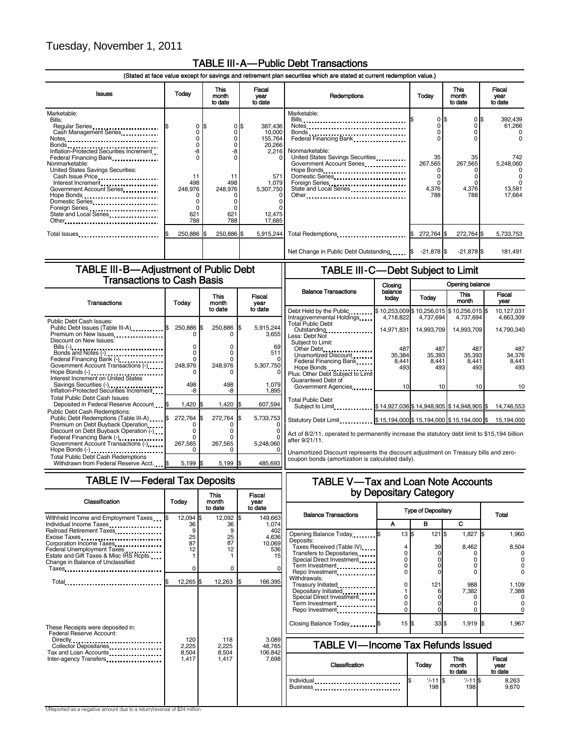Tuesday, November 1, 2011

## TABLE III-A—Public Debt Transactions

(Stated at face value except for savings and retirement plan securities which are stated at current redemption value.)

| Issues | Today | This month to date | Fiscal year to date |
|---|---|---|---|
| Marketable: | | | |
| Bills: | | | |
| Regular Series | $ 0 | $ 0 | $ 387,436 |
| Cash Management Series | 0 | 0 | 10,000 |
| Notes | 0 | 0 | 155,764 |
| Bonds | 0 | 0 | 20,266 |
| Inflation-Protected Securities Increment | -8 | -8 | 2,216 |
| Federal Financing Bank | 0 | 0 | 0 |
| Nonmarketable: | | | |
| United States Savings Securities: | | | |
| Cash Issue Price | 11 | 11 | 571 |
| Interest Increment | 498 | 498 | 1,079 |
| Government Account Series | 248,976 | 248,976 | 5,307,750 |
| Hope Bonds | 0 | 0 | 0 |
| Domestic Series | 0 | 0 | 0 |
| Foreign Series | 0 | 0 | 0 |
| State and Local Series | 621 | 621 | 12,475 |
| Other | 788 | 788 | 17,685 |
| Total Issues | $ 250,886 | $ 250,886 | $ 5,915,244 |

| Redemptions | Today | This month to date | Fiscal year to date |
|---|---|---|---|
| Marketable: | | | |
| Bills | $ 0 | $ 0 | $ 392,439 |
| Notes | 0 | 0 | 61,266 |
| Bonds | 0 | 0 | 0 |
| Federal Financing Bank | 0 | 0 | 0 |
| Nonmarketable: | | | |
| United States Savings Securities | 35 | 35 | 742 |
| Government Account Series | 267,565 | 267,565 | 5,248,060 |
| Hope Bonds | 0 | 0 | 0 |
| Domestic Series | 0 | 0 | 0 |
| Foreign Series | 0 | 0 | 0 |
| State and Local Series | 4,376 | 4,376 | 13,581 |
| Other | 788 | 788 | 17,664 |
| Total Redemptions | $ 272,764 | $ 272,764 | $ 5,733,753 |
| Net Change in Public Debt Outstanding | $ -21,878 | $ -21,878 | $ 181,491 |

## TABLE III-B—Adjustment of Public Debt Transactions to Cash Basis

| Transactions | Today | This month to date | Fiscal year to date |
|---|---|---|---|
| Public Debt Cash Issues: | | | |
| Public Debt Issues (Table III-A) | $ 250,886 | $ 250,886 | $ 5,915,244 |
| Premium on New Issues | 0 | 0 | 3,655 |
| Discount on New Issues: | | | |
| Bills (-) | 0 | 0 | 69 |
| Bonds and Notes (-) | 0 | 0 | 511 |
| Federal Financing Bank (-) | 0 | 0 | 0 |
| Government Account Transactions (-) | 248,976 | 248,976 | 5,307,750 |
| Hope Bonds (-) | 0 | 0 | 0 |
| Interest Increment on United States Savings Securities (-) | 498 | 498 | 1,079 |
| Inflation-Protected Securities Increment | -8 | -8 | 1,895 |
| Total Public Debt Cash Issues Deposited in Federal Reserve Account | $ 1,420 | $ 1,420 | $ 607,594 |
| Public Debt Cash Redemptions: | | | |
| Public Debt Redemptions (Table III-A) | $ 272,764 | $ 272,764 | $ 5,733,753 |
| Premium on Debt Buyback Operation | 0 | 0 | 0 |
| Discount on Debt Buyback Operation (-) | 0 | 0 | 0 |
| Federal Financing Bank (-) | 0 | 0 | 0 |
| Government Account Transactions (-) | 267,565 | 267,565 | 5,248,060 |
| Hope Bonds (-) | 0 | 0 | 0 |
| Total Public Debt Cash Redemptions Withdrawn from Federal Reserve Acct. | $ 5,199 | $ 5,199 | $ 485,693 |

## TABLE III-C—Debt Subject to Limit

| Balance Transactions | Closing balance today | Opening balance Today | Opening balance This month | Opening balance Fiscal year |
|---|---|---|---|---|
| Debt Held by the Public | $ 10,253,009 | $ 10,256,015 | $ 10,256,015 | $ 10,127,031 |
| Intragovernmental Holdings | 4,718,822 | 4,737,694 | 4,737,694 | 4,663,309 |
| Total Public Debt Outstanding | 14,971,831 | 14,993,709 | 14,993,709 | 14,790,340 |
| Less: Debt Not Subject to Limit: | | | | |
| Other Debt | 487 | 487 | 487 | 487 |
| Unamortized Discount | 35,384 | 35,393 | 35,393 | 34,376 |
| Federal Financing Bank | 8,441 | 8,441 | 8,441 | 8,441 |
| Hope Bonds | 493 | 493 | 493 | 493 |
| Plus: Other Debt Subject to Limit | | | | |
| Guaranteed Debt of Government Agencies | 10 | 10 | 10 | 10 |
| Total Public Debt Subject to Limit | $ 14,927,036 | $ 14,948,905 | $ 14,948,905 | $ 14,746,553 |
| Statutory Debt Limit | $ 15,194,000 | $ 15,194,000 | $ 15,194,000 | $ 15,194,000 |

Act of 8/2/11, operated to permanently increase the statutory debt limit to $15,194 billion after 9/21/11.

Unamortized Discount represents the discount adjustment on Treasury bills and zero-coupon bonds (amortization is calculated daily).

## TABLE IV—Federal Tax Deposits

| Classification | Today | This month to date | Fiscal year to date |
|---|---|---|---|
| Withheld Income and Employment Taxes | $ 12,094 | $ 12,092 | $ 149,663 |
| Individual Income Taxes | 36 | 36 | 1,074 |
| Railroad Retirement Taxes | 9 | 9 | 402 |
| Excise Taxes | 25 | 25 | 4,636 |
| Corporation Income Taxes | 87 | 87 | 10,069 |
| Federal Unemployment Taxes | 12 | 12 | 536 |
| Estate and Gift Taxes & Misc IRS Rcpts. | 1 | 1 | 15 |
| Change in Balance of Unclassified Taxes | 0 | 0 | 0 |
| Total | $ 12,265 | $ 12,263 | $ 166,395 |
| These Receipts were deposited in: | | | |
| Federal Reserve Account: | | | |
| Directly | 120 | 118 | 3,089 |
| Collector Depositaries | 2,225 | 2,225 | 48,765 |
| Tax and Loan Accounts | 8,504 | 8,504 | 106,842 |
| Inter-agency Transfers | 1,417 | 1,417 | 7,698 |

## TABLE V—Tax and Loan Note Accounts by Depositary Category

| Balance Transactions | Type of Depositary A | B | C | Total |
|---|---|---|---|---|
| Opening Balance Today | $ 13 | $ 121 | $ 1,827 | $ 1,960 |
| Deposits: | | | | |
| Taxes Received (Table IV) | 4 | 39 | 8,462 | 8,504 |
| Transfers to Depositaries | 0 | 0 | 0 | 0 |
| Special Direct Investment | 0 | 0 | 0 | 0 |
| Term Investment | 0 | 0 | 0 | 0 |
| Repo Investment | 0 | 0 | 0 | 0 |
| Withdrawals: | | | | |
| Treasury Initiated | 0 | 121 | 988 | 1,109 |
| Depositary Initiated | 1 | 6 | 7,382 | 7,388 |
| Special Direct Investment | 0 | 0 | 0 | 0 |
| Term Investment | 0 | 0 | 0 | 0 |
| Repo Investment | 0 | 0 | 0 | 0 |
| Closing Balance Today | $ 15 | $ 33 | $ 1,919 | $ 1,967 |

## TABLE VI—Income Tax Refunds Issued

| Classification | Today | This month to date | Fiscal year to date |
|---|---|---|---|
| Individual | $ [1]-11 | $ [1]-11 | $ 8,263 |
| Business | 198 | 198 | 9,670 |

1/Reported as a negative amount due to a return/reversal of $24 million.